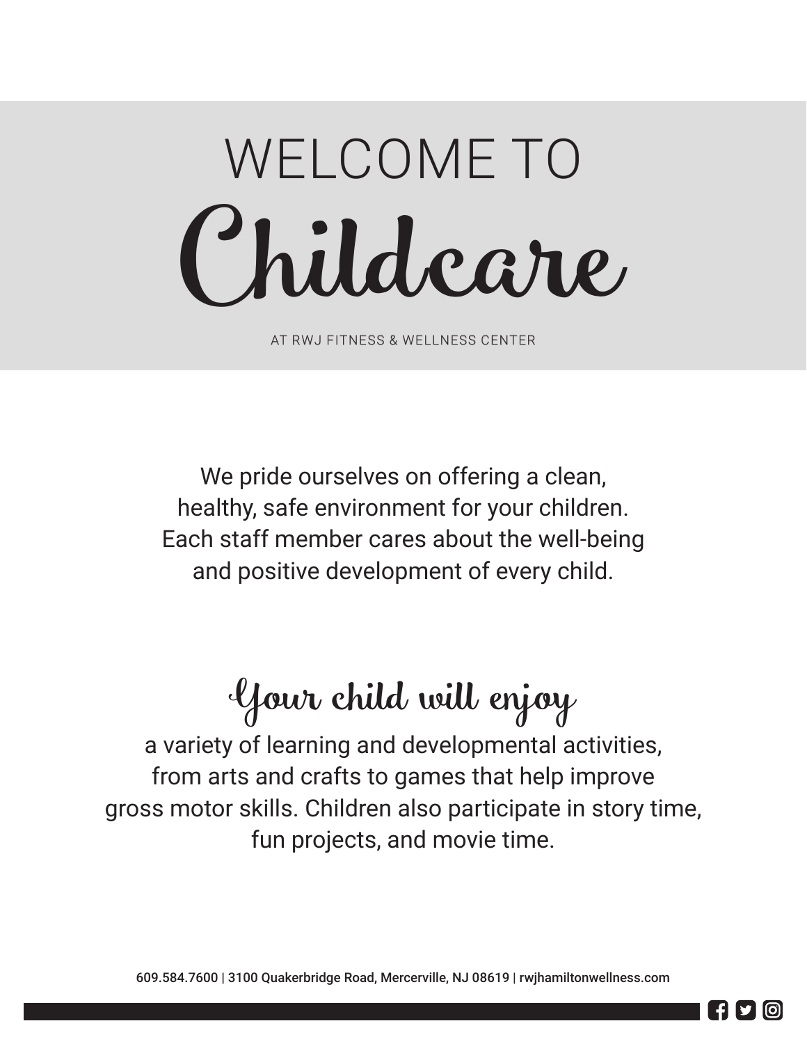# WELCOME TO Childcare

AT RWJ FITNESS & WELLNESS CENTER

We pride ourselves on offering a clean, healthy, safe environment for your children. Each staff member cares about the well-being and positive development of every child.

## Your child will enjoy

a variety of learning and developmental activities, from arts and crafts to games that help improve gross motor skills. Children also participate in story time, fun projects, and movie time.

609.584.7600 | 3100 Quakerbridge Road, Mercerville, NJ 08619 | rwjhamiltonwellness.com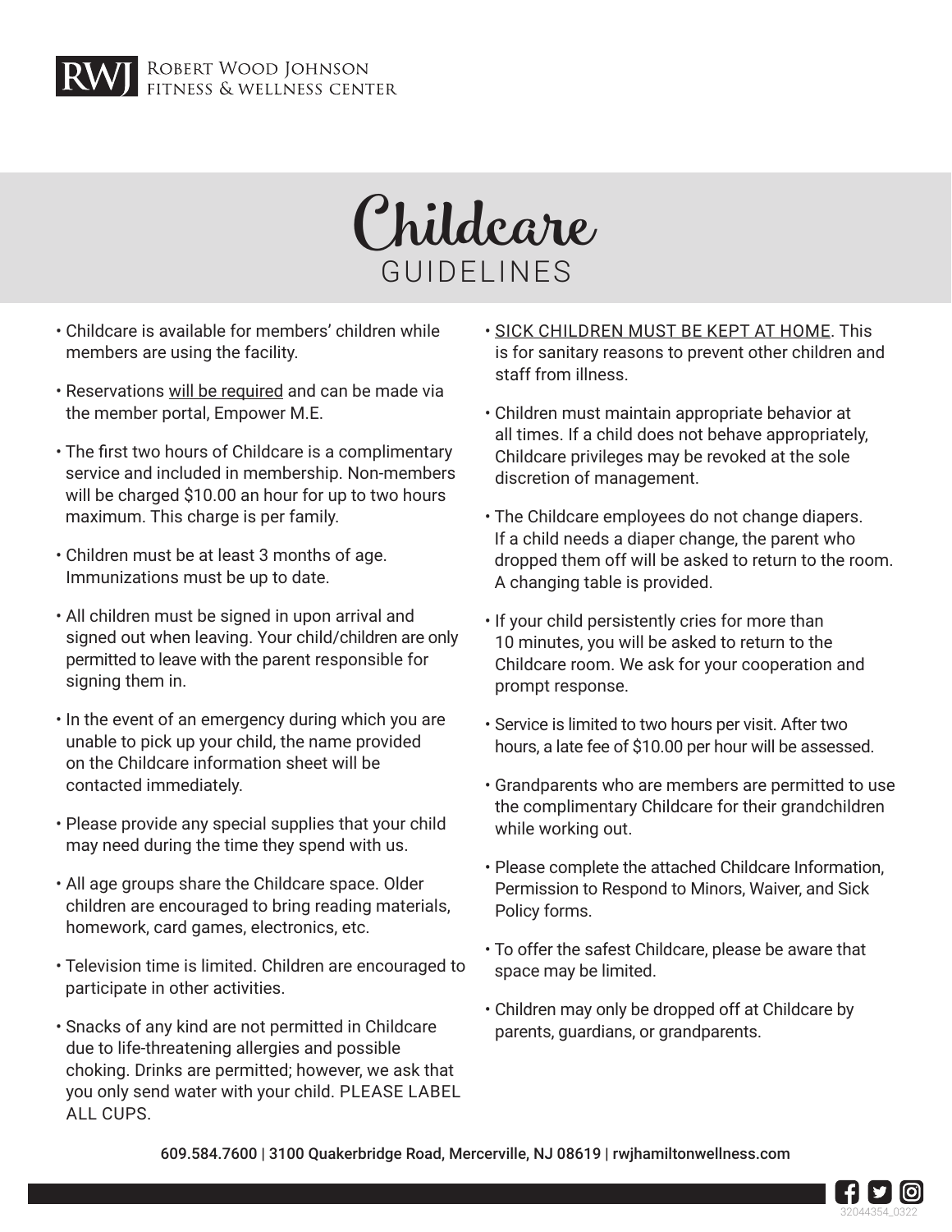ROBERT WOOD JOHNSON FITNESS & WELLNESS CENTER

# Childcare GUIDELINES

- Childcare is available for members' children while members are using the facility.
- Reservations will be required and can be made via the member portal, Empower M.E.
- The first two hours of Childcare is a complimentary service and included in membership. Non-members will be charged $10.00 an hour for up to two hours maximum. This charge is per family.
- Children must be at least 3 months of age. Immunizations must be up to date.
- All children must be signed in upon arrival and signed out when leaving. Your child/children are only permitted to leave with the parent responsible for signing them in.
- In the event of an emergency during which you are unable to pick up your child, the name provided on the Childcare information sheet will be contacted immediately.
- Please provide any special supplies that your child may need during the time they spend with us.
- All age groups share the Childcare space. Older children are encouraged to bring reading materials, homework, card games, electronics, etc.
- Television time is limited. Children are encouraged to participate in other activities.
- Snacks of any kind are not permitted in Childcare due to life-threatening allergies and possible choking. Drinks are permitted; however, we ask that you only send water with your child. PLEASE LABEL ALL CUPS.
- SICK CHILDREN MUST BE KEPT AT HOME. This is for sanitary reasons to prevent other children and staff from illness.
- Children must maintain appropriate behavior at all times. If a child does not behave appropriately, Childcare privileges may be revoked at the sole discretion of management.
- The Childcare employees do not change diapers. If a child needs a diaper change, the parent who dropped them off will be asked to return to the room. A changing table is provided.
- If your child persistently cries for more than 10 minutes, you will be asked to return to the Childcare room. We ask for your cooperation and prompt response.
- Service is limited to two hours per visit. After two hours, a late fee of $10.00 per hour will be assessed.
- Grandparents who are members are permitted to use the complimentary Childcare for their grandchildren while working out.
- Please complete the attached Childcare Information, Permission to Respond to Minors, Waiver, and Sick Policy forms.
- To offer the safest Childcare, please be aware that space may be limited.
- Children may only be dropped off at Childcare by parents, guardians, or grandparents.

609.584.7600 | 3100 Quakerbridge Road, Mercerville, NJ 08619 | rwjhamiltonwellness.com

32044354_0322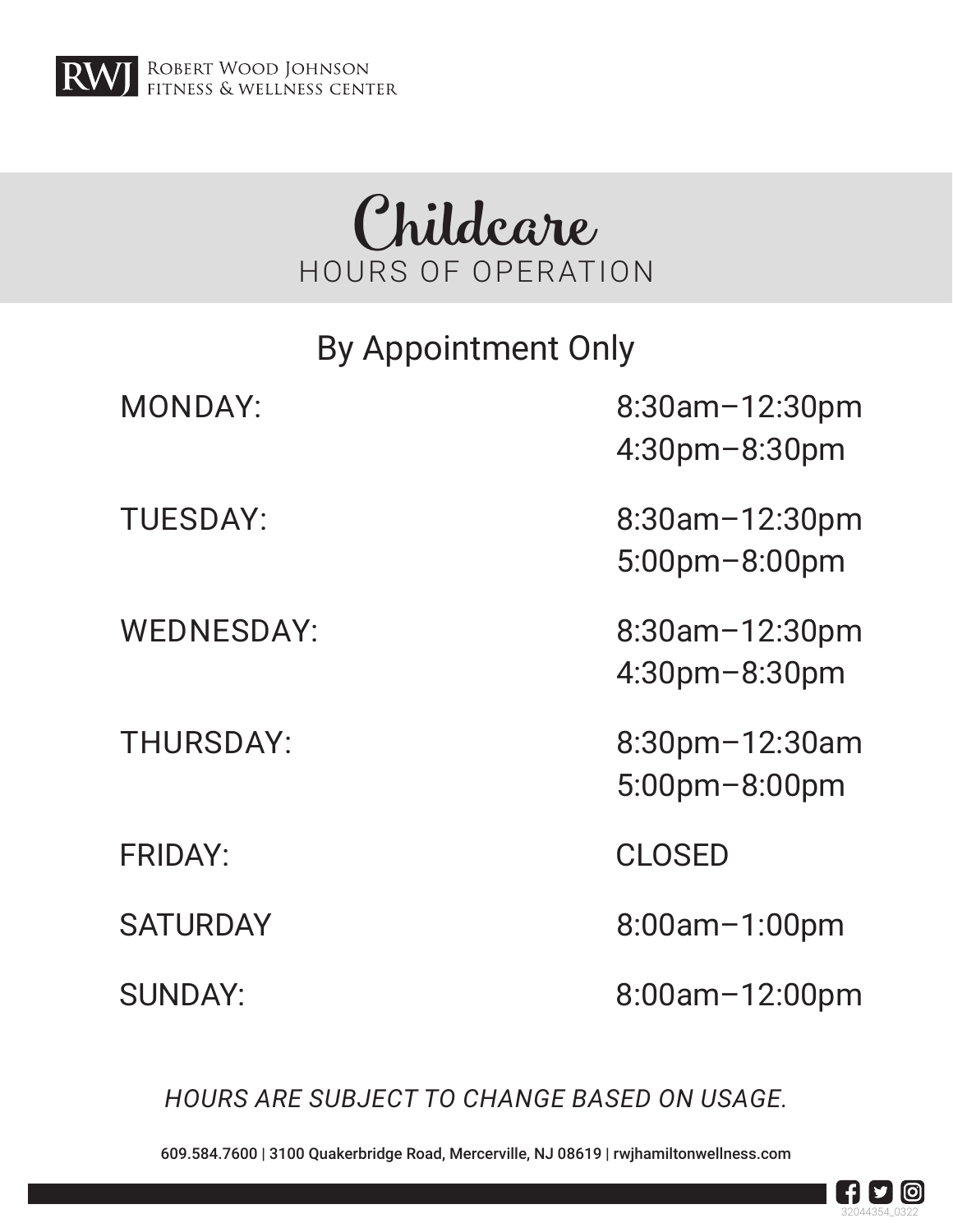ROBERT WOOD JOHNSON FITNESS & WELLNESS CENTER

# Childcare

## HOURS OF OPERATION

By Appointment Only

| | |
|---|---|
| MONDAY: | 8:30am–12:30pm<br>4:30pm–8:30pm |
| TUESDAY: | 8:30am–12:30pm<br>5:00pm–8:00pm |
| WEDNESDAY: | 8:30am–12:30pm<br>4:30pm–8:30pm |
| THURSDAY: | 8:30pm–12:30am<br>5:00pm–8:00pm |
| FRIDAY: | CLOSED |
| SATURDAY | 8:00am–1:00pm |
| SUNDAY: | 8:00am–12:00pm |

*HOURS ARE SUBJECT TO CHANGE BASED ON USAGE.*

609.584.7600 | 3100 Quakerbridge Road, Mercerville, NJ 08619 | rwjhamiltonwellness.com

32044354_0322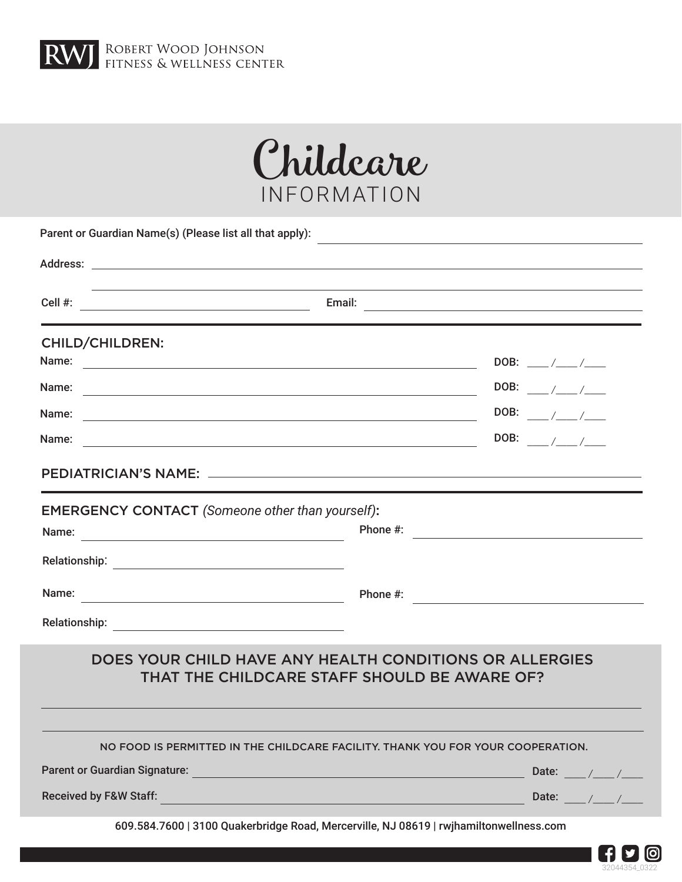ROBERT WOOD JOHNSON FITNESS & WELLNESS CENTER

# Childcare INFORMATION

Parent or Guardian Name(s) (Please list all that apply): ______________________________

Address: ______________________________

______________________________

Cell #: ______________________ Email: ______________________

## CHILD/CHILDREN:

Name: ______________________________ DOB: ____ /____ /____

Name: ______________________________ DOB: ____ /____ /____

Name: ______________________________ DOB: ____ /____ /____

Name: ______________________________ DOB: ____ /____ /____

## PEDIATRICIAN'S NAME: ______________________________

## EMERGENCY CONTACT *(Someone other than yourself)*:

Name: ______________________ Phone #: ______________________

Relationship: ______________________

Name: ______________________ Phone #: ______________________

Relationship: ______________________

## DOES YOUR CHILD HAVE ANY HEALTH CONDITIONS OR ALLERGIES THAT THE CHILDCARE STAFF SHOULD BE AWARE OF?

______________________________

______________________________

NO FOOD IS PERMITTED IN THE CHILDCARE FACILITY. THANK YOU FOR YOUR COOPERATION.

Parent or Guardian Signature: ______________________________ Date: ____ /____ /____

Received by F&W Staff: ______________________________ Date: ____ /____ /____

609.584.7600 | 3100 Quakerbridge Road, Mercerville, NJ 08619 | rwjhamiltonwellness.com

32044354_0322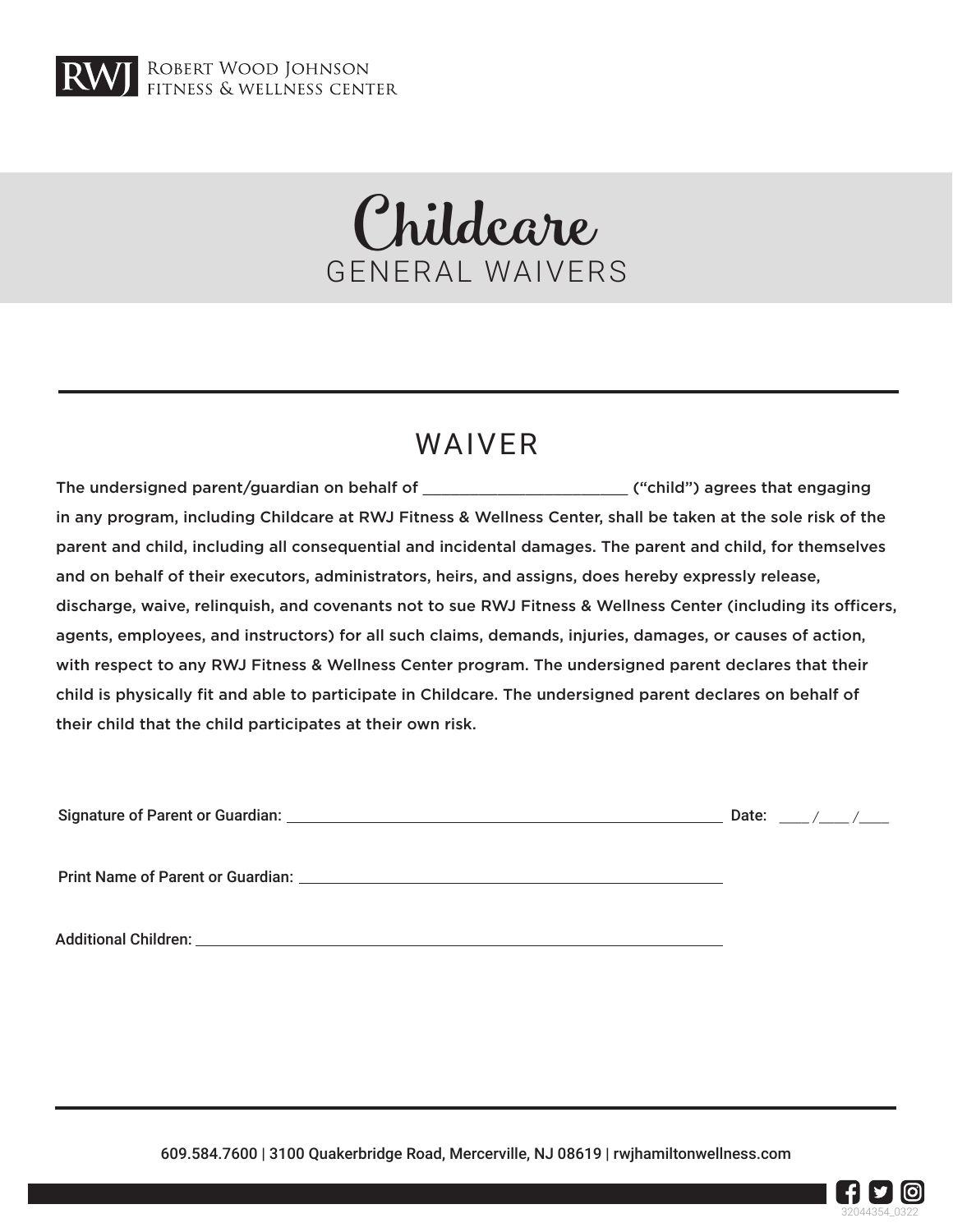Robert Wood Johnson Fitness & Wellness Center

# Childcare
## GENERAL WAIVERS

## WAIVER

The undersigned parent/guardian on behalf of ________________________ ("child") agrees that engaging in any program, including Childcare at RWJ Fitness & Wellness Center, shall be taken at the sole risk of the parent and child, including all consequential and incidental damages. The parent and child, for themselves and on behalf of their executors, administrators, heirs, and assigns, does hereby expressly release, discharge, waive, relinquish, and covenants not to sue RWJ Fitness & Wellness Center (including its officers, agents, employees, and instructors) for all such claims, demands, injuries, damages, or causes of action, with respect to any RWJ Fitness & Wellness Center program. The undersigned parent declares that their child is physically fit and able to participate in Childcare. The undersigned parent declares on behalf of their child that the child participates at their own risk.

Signature of Parent or Guardian: ____________________________________________ Date: ____ /____ /____

Print Name of Parent or Guardian: ____________________________________________

Additional Children: ____________________________________________

609.584.7600 | 3100 Quakerbridge Road, Mercerville, NJ 08619 | rwjhamiltonwellness.com

32044354_0322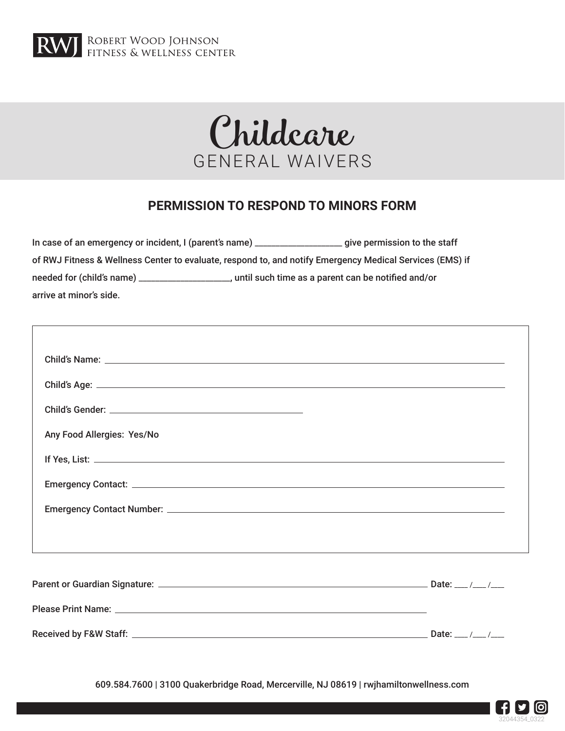RWJ ROBERT WOOD JOHNSON FITNESS & WELLNESS CENTER

# Childcare
## GENERAL WAIVERS

### PERMISSION TO RESPOND TO MINORS FORM

In case of an emergency or incident, I (parent's name) ___________________ give permission to the staff of RWJ Fitness & Wellness Center to evaluate, respond to, and notify Emergency Medical Services (EMS) if needed for (child's name) ____________________, until such time as a parent can be notified and/or arrive at minor's side.

Child's Name: ____________________________________________

Child's Age: ____________________________________________

Child's Gender: ________________________

Any Food Allergies: Yes/No

If Yes, List: ____________________________________________

Emergency Contact: ____________________________________________

Emergency Contact Number: ____________________________________________

Parent or Guardian Signature: ________________________________ Date: ___ /___ /___

Please Print Name: ________________________________

Received by F&W Staff: ________________________________ Date: ___ /___ /___

609.584.7600 | 3100 Quakerbridge Road, Mercerville, NJ 08619 | rwjhamiltonwellness.com

32044354_0322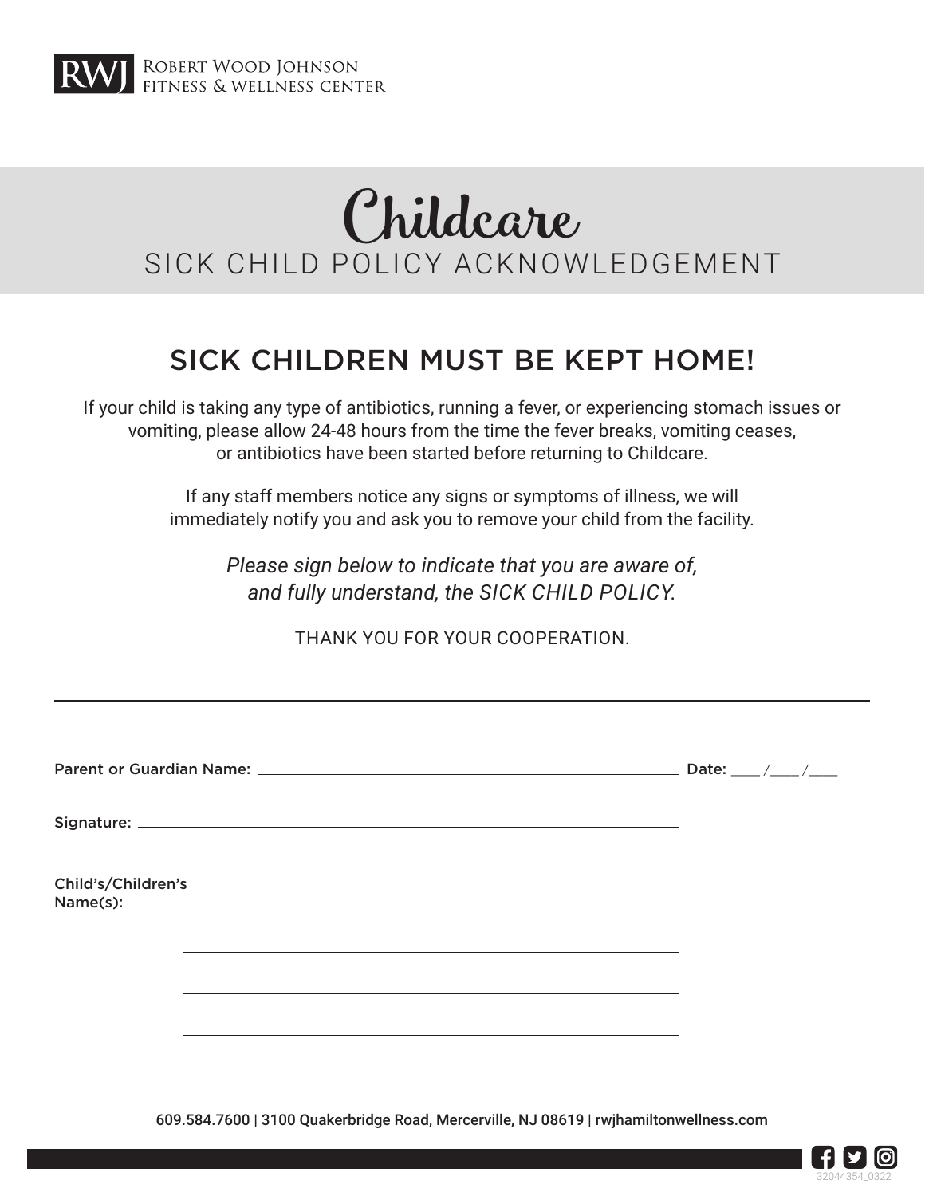RWJ Robert Wood Johnson fitness & wellness center

# Childcare

## SICK CHILD POLICY ACKNOWLEDGEMENT

## SICK CHILDREN MUST BE KEPT HOME!

If your child is taking any type of antibiotics, running a fever, or experiencing stomach issues or vomiting, please allow 24-48 hours from the time the fever breaks, vomiting ceases, or antibiotics have been started before returning to Childcare.

If any staff members notice any signs or symptoms of illness, we will immediately notify you and ask you to remove your child from the facility.

*Please sign below to indicate that you are aware of, and fully understand, the SICK CHILD POLICY.*

THANK YOU FOR YOUR COOPERATION.

---

Parent or Guardian Name: ______________________________ Date: ____ /____ /____

Signature: ______________________________

Child's/Children's Name(s): ______________________________

______________________________

______________________________

______________________________

609.584.7600 | 3100 Quakerbridge Road, Mercerville, NJ 08619 | rwjhamiltonwellness.com

32044354_0322